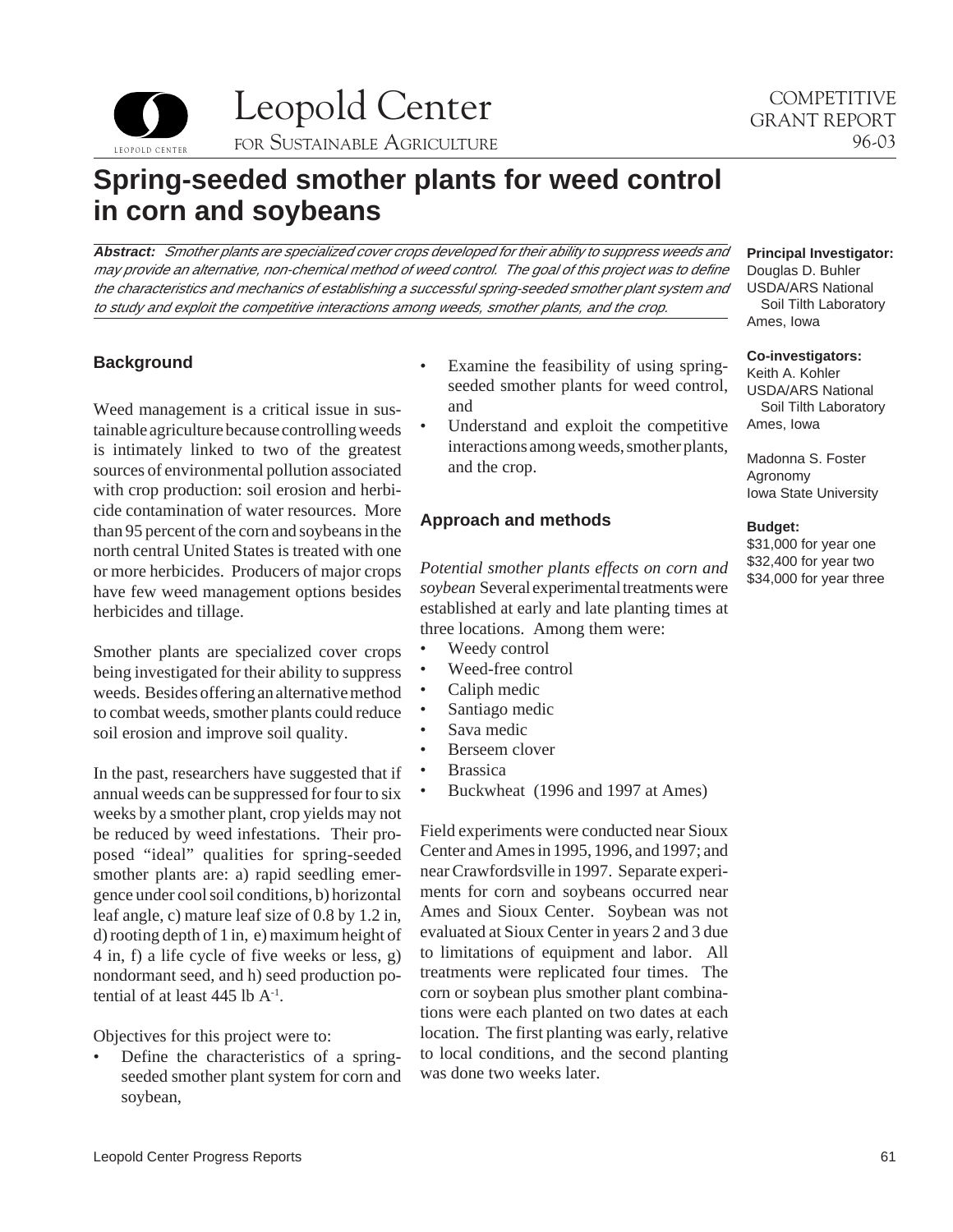Leopold Center for Sustainable Agriculture

COMPETITIVE GRANT REPORT 96-03

# Spring-seeded smother plants for weed control in corn and soybeans

***Abstract:*** *Smother plants are specialized cover crops developed for their ability to suppress weeds and may provide an alternative, non-chemical method of weed control. The goal of this project was to define the characteristics and mechanics of establishing a successful spring-seeded smother plant system and to study and exploit the competitive interactions among weeds, smother plants, and the crop.*

**Principal Investigator:**
Douglas D. Buhler
USDA/ARS National Soil Tilth Laboratory
Ames, Iowa

**Co-investigators:**
Keith A. Kohler
USDA/ARS National Soil Tilth Laboratory
Ames, Iowa

Madonna S. Foster
Agronomy
Iowa State University

**Budget:**
\$31,000 for year one
\$32,400 for year two
\$34,000 for year three

## Background

Weed management is a critical issue in sustainable agriculture because controlling weeds is intimately linked to two of the greatest sources of environmental pollution associated with crop production: soil erosion and herbicide contamination of water resources. More than 95 percent of the corn and soybeans in the north central United States is treated with one or more herbicides. Producers of major crops have few weed management options besides herbicides and tillage.

Smother plants are specialized cover crops being investigated for their ability to suppress weeds. Besides offering an alternative method to combat weeds, smother plants could reduce soil erosion and improve soil quality.

In the past, researchers have suggested that if annual weeds can be suppressed for four to six weeks by a smother plant, crop yields may not be reduced by weed infestations. Their proposed "ideal" qualities for spring-seeded smother plants are: a) rapid seedling emergence under cool soil conditions, b) horizontal leaf angle, c) mature leaf size of 0.8 by 1.2 in, d) rooting depth of 1 in, e) maximum height of 4 in, f) a life cycle of five weeks or less, g) nondormant seed, and h) seed production potential of at least 445 lb $A^{-1}$.

Objectives for this project were to:

- Define the characteristics of a spring-seeded smother plant system for corn and soybean,
- Examine the feasibility of using spring-seeded smother plants for weed control, and
- Understand and exploit the competitive interactions among weeds, smother plants, and the crop.

## Approach and methods

*Potential smother plants effects on corn and soybean* Several experimental treatments were established at early and late planting times at three locations. Among them were:

- Weedy control
- Weed-free control
- Caliph medic
- Santiago medic
- Sava medic
- Berseem clover
- Brassica
- Buckwheat (1996 and 1997 at Ames)

Field experiments were conducted near Sioux Center and Ames in 1995, 1996, and 1997; and near Crawfordsville in 1997. Separate experiments for corn and soybeans occurred near Ames and Sioux Center. Soybean was not evaluated at Sioux Center in years 2 and 3 due to limitations of equipment and labor. All treatments were replicated four times. The corn or soybean plus smother plant combinations were each planted on two dates at each location. The first planting was early, relative to local conditions, and the second planting was done two weeks later.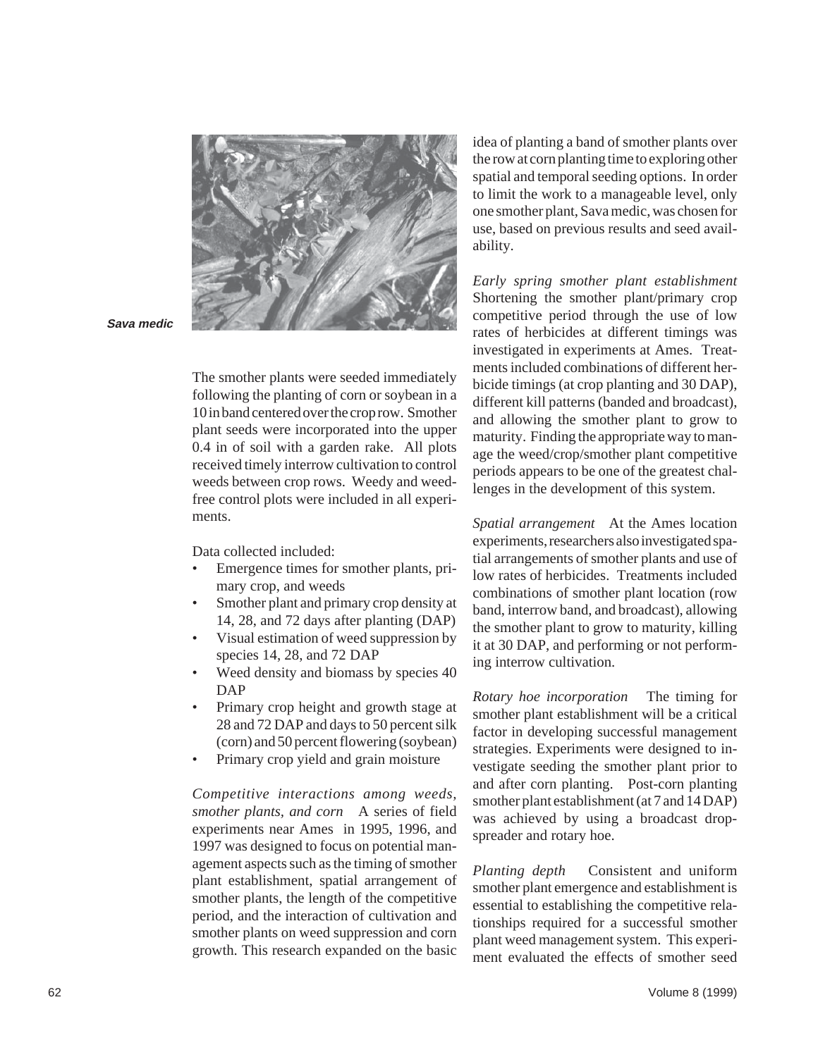Sava medic

The smother plants were seeded immediately following the planting of corn or soybean in a 10 in band centered over the crop row. Smother plant seeds were incorporated into the upper 0.4 in of soil with a garden rake. All plots received timely interrow cultivation to control weeds between crop rows. Weedy and weed-free control plots were included in all experiments.

Data collected included:

- Emergence times for smother plants, primary crop, and weeds
- Smother plant and primary crop density at 14, 28, and 72 days after planting (DAP)
- Visual estimation of weed suppression by species 14, 28, and 72 DAP
- Weed density and biomass by species 40 DAP
- Primary crop height and growth stage at 28 and 72 DAP and days to 50 percent silk (corn) and 50 percent flowering (soybean)
- Primary crop yield and grain moisture

*Competitive interactions among weeds, smother plants, and corn* A series of field experiments near Ames in 1995, 1996, and 1997 was designed to focus on potential management aspects such as the timing of smother plant establishment, spatial arrangement of smother plants, the length of the competitive period, and the interaction of cultivation and smother plants on weed suppression and corn growth. This research expanded on the basic idea of planting a band of smother plants over the row at corn planting time to exploring other spatial and temporal seeding options. In order to limit the work to a manageable level, only one smother plant, Sava medic, was chosen for use, based on previous results and seed availability.

*Early spring smother plant establishment* Shortening the smother plant/primary crop competitive period through the use of low rates of herbicides at different timings was investigated in experiments at Ames. Treatments included combinations of different herbicide timings (at crop planting and 30 DAP), different kill patterns (banded and broadcast), and allowing the smother plant to grow to maturity. Finding the appropriate way to manage the weed/crop/smother plant competitive periods appears to be one of the greatest challenges in the development of this system.

*Spatial arrangement* At the Ames location experiments, researchers also investigated spatial arrangements of smother plants and use of low rates of herbicides. Treatments included combinations of smother plant location (row band, interrow band, and broadcast), allowing the smother plant to grow to maturity, killing it at 30 DAP, and performing or not performing interrow cultivation.

*Rotary hoe incorporation* The timing for smother plant establishment will be a critical factor in developing successful management strategies. Experiments were designed to investigate seeding the smother plant prior to and after corn planting. Post-corn planting smother plant establishment (at 7 and 14 DAP) was achieved by using a broadcast drop-spreader and rotary hoe.

*Planting depth* Consistent and uniform smother plant emergence and establishment is essential to establishing the competitive relationships required for a successful smother plant weed management system. This experiment evaluated the effects of smother seed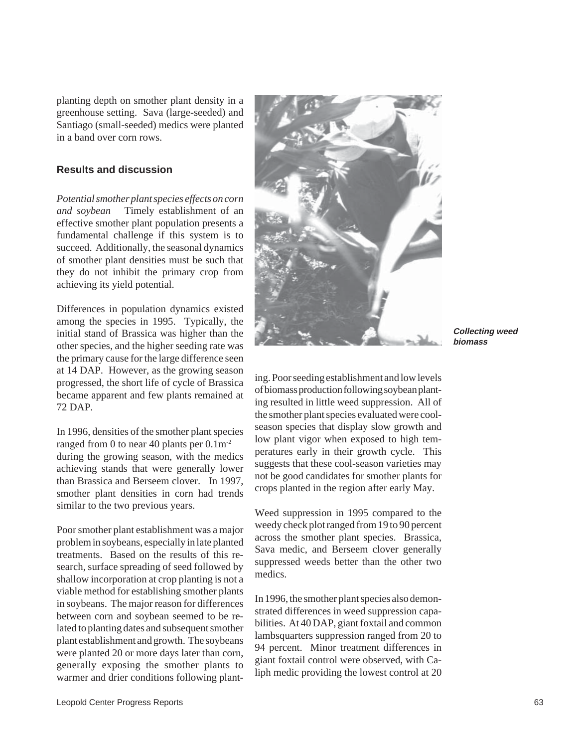planting depth on smother plant density in a greenhouse setting. Sava (large-seeded) and Santiago (small-seeded) medics were planted in a band over corn rows.

### Results and discussion

*Potential smother plant species effects on corn and soybean* Timely establishment of an effective smother plant population presents a fundamental challenge if this system is to succeed. Additionally, the seasonal dynamics of smother plant densities must be such that they do not inhibit the primary crop from achieving its yield potential.

Differences in population dynamics existed among the species in 1995. Typically, the initial stand of Brassica was higher than the other species, and the higher seeding rate was the primary cause for the large difference seen at 14 DAP. However, as the growing season progressed, the short life of cycle of Brassica became apparent and few plants remained at 72 DAP.

In 1996, densities of the smother plant species ranged from 0 to near 40 plants per $0.1m^{-2}$ during the growing season, with the medics achieving stands that were generally lower than Brassica and Berseem clover. In 1997, smother plant densities in corn had trends similar to the two previous years.

Poor smother plant establishment was a major problem in soybeans, especially in late planted treatments. Based on the results of this research, surface spreading of seed followed by shallow incorporation at crop planting is not a viable method for establishing smother plants in soybeans. The major reason for differences between corn and soybean seemed to be related to planting dates and subsequent smother plant establishment and growth. The soybeans were planted 20 or more days later than corn, generally exposing the smother plants to warmer and drier conditions following planting. Poor seeding establishment and low levels of biomass production following soybean planting resulted in little weed suppression. All of the smother plant species evaluated were cool-season species that display slow growth and low plant vigor when exposed to high temperatures early in their growth cycle. This suggests that these cool-season varieties may not be good candidates for smother plants for crops planted in the region after early May.

**Collecting weed biomass**

Weed suppression in 1995 compared to the weedy check plot ranged from 19 to 90 percent across the smother plant species. Brassica, Sava medic, and Berseem clover generally suppressed weeds better than the other two medics.

In 1996, the smother plant species also demonstrated differences in weed suppression capabilities. At 40 DAP, giant foxtail and common lambsquarters suppression ranged from 20 to 94 percent. Minor treatment differences in giant foxtail control were observed, with Caliph medic providing the lowest control at 20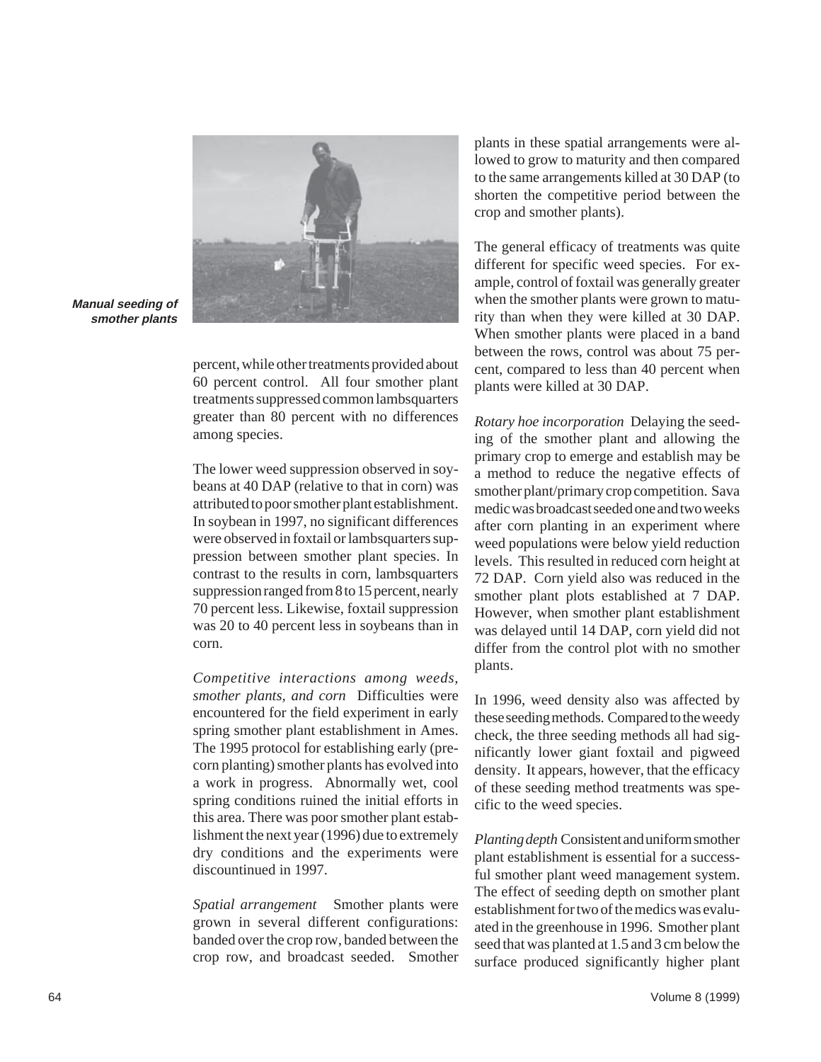**Manual seeding of smother plants**

percent, while other treatments provided about 60 percent control. All four smother plant treatments suppressed common lambsquarters greater than 80 percent with no differences among species.

The lower weed suppression observed in soybeans at 40 DAP (relative to that in corn) was attributed to poor smother plant establishment. In soybean in 1997, no significant differences were observed in foxtail or lambsquarters suppression between smother plant species. In contrast to the results in corn, lambsquarters suppression ranged from 8 to 15 percent, nearly 70 percent less. Likewise, foxtail suppression was 20 to 40 percent less in soybeans than in corn.

*Competitive interactions among weeds, smother plants, and corn* Difficulties were encountered for the field experiment in early spring smother plant establishment in Ames. The 1995 protocol for establishing early (pre-corn planting) smother plants has evolved into a work in progress. Abnormally wet, cool spring conditions ruined the initial efforts in this area. There was poor smother plant establishment the next year (1996) due to extremely dry conditions and the experiments were discountinued in 1997.

*Spatial arrangement* Smother plants were grown in several different configurations: banded over the crop row, banded between the crop row, and broadcast seeded. Smother plants in these spatial arrangements were allowed to grow to maturity and then compared to the same arrangements killed at 30 DAP (to shorten the competitive period between the crop and smother plants).

The general efficacy of treatments was quite different for specific weed species. For example, control of foxtail was generally greater when the smother plants were grown to maturity than when they were killed at 30 DAP. When smother plants were placed in a band between the rows, control was about 75 percent, compared to less than 40 percent when plants were killed at 30 DAP.

*Rotary hoe incorporation* Delaying the seeding of the smother plant and allowing the primary crop to emerge and establish may be a method to reduce the negative effects of smother plant/primary crop competition. Sava medic was broadcast seeded one and two weeks after corn planting in an experiment where weed populations were below yield reduction levels. This resulted in reduced corn height at 72 DAP. Corn yield also was reduced in the smother plant plots established at 7 DAP. However, when smother plant establishment was delayed until 14 DAP, corn yield did not differ from the control plot with no smother plants.

In 1996, weed density also was affected by these seeding methods. Compared to the weedy check, the three seeding methods all had significantly lower giant foxtail and pigweed density. It appears, however, that the efficacy of these seeding method treatments was specific to the weed species.

*Planting depth* Consistent and uniform smother plant establishment is essential for a successful smother plant weed management system. The effect of seeding depth on smother plant establishment for two of the medics was evaluated in the greenhouse in 1996. Smother plant seed that was planted at 1.5 and 3 cm below the surface produced significantly higher plant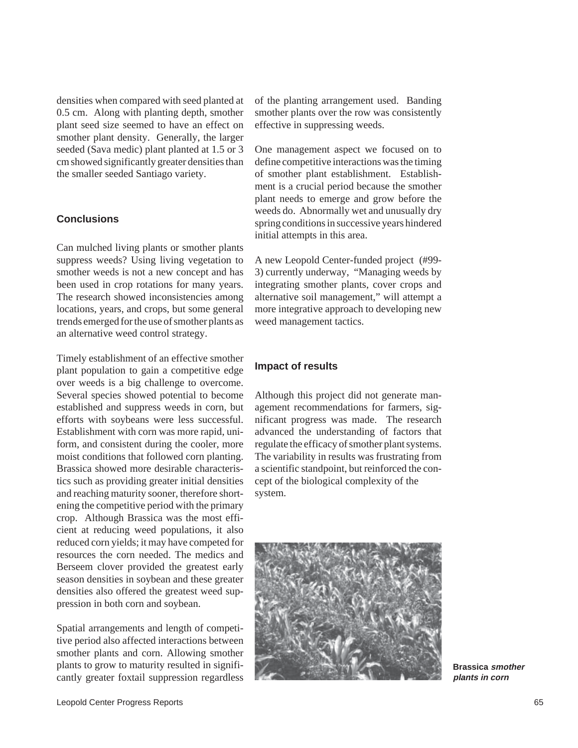densities when compared with seed planted at 0.5 cm. Along with planting depth, smother plant seed size seemed to have an effect on smother plant density. Generally, the larger seeded (Sava medic) plant planted at 1.5 or 3 cm showed significantly greater densities than the smaller seeded Santiago variety.

## Conclusions

Can mulched living plants or smother plants suppress weeds? Using living vegetation to smother weeds is not a new concept and has been used in crop rotations for many years. The research showed inconsistencies among locations, years, and crops, but some general trends emerged for the use of smother plants as an alternative weed control strategy.

Timely establishment of an effective smother plant population to gain a competitive edge over weeds is a big challenge to overcome. Several species showed potential to become established and suppress weeds in corn, but efforts with soybeans were less successful. Establishment with corn was more rapid, uniform, and consistent during the cooler, more moist conditions that followed corn planting. Brassica showed more desirable characteristics such as providing greater initial densities and reaching maturity sooner, therefore shortening the competitive period with the primary crop. Although Brassica was the most efficient at reducing weed populations, it also reduced corn yields; it may have competed for resources the corn needed. The medics and Berseem clover provided the greatest early season densities in soybean and these greater densities also offered the greatest weed suppression in both corn and soybean.

Spatial arrangements and length of competitive period also affected interactions between smother plants and corn. Allowing smother plants to grow to maturity resulted in significantly greater foxtail suppression regardless of the planting arrangement used. Banding smother plants over the row was consistently effective in suppressing weeds.

One management aspect we focused on to define competitive interactions was the timing of smother plant establishment. Establishment is a crucial period because the smother plant needs to emerge and grow before the weeds do. Abnormally wet and unusually dry spring conditions in successive years hindered initial attempts in this area.

A new Leopold Center-funded project (#99-3) currently underway, "Managing weeds by integrating smother plants, cover crops and alternative soil management," will attempt a more integrative approach to developing new weed management tactics.

## Impact of results

Although this project did not generate management recommendations for farmers, significant progress was made. The research advanced the understanding of factors that regulate the efficacy of smother plant systems. The variability in results was frustrating from a scientific standpoint, but reinforced the concept of the biological complexity of the system.

**Brassica *smother plants in corn***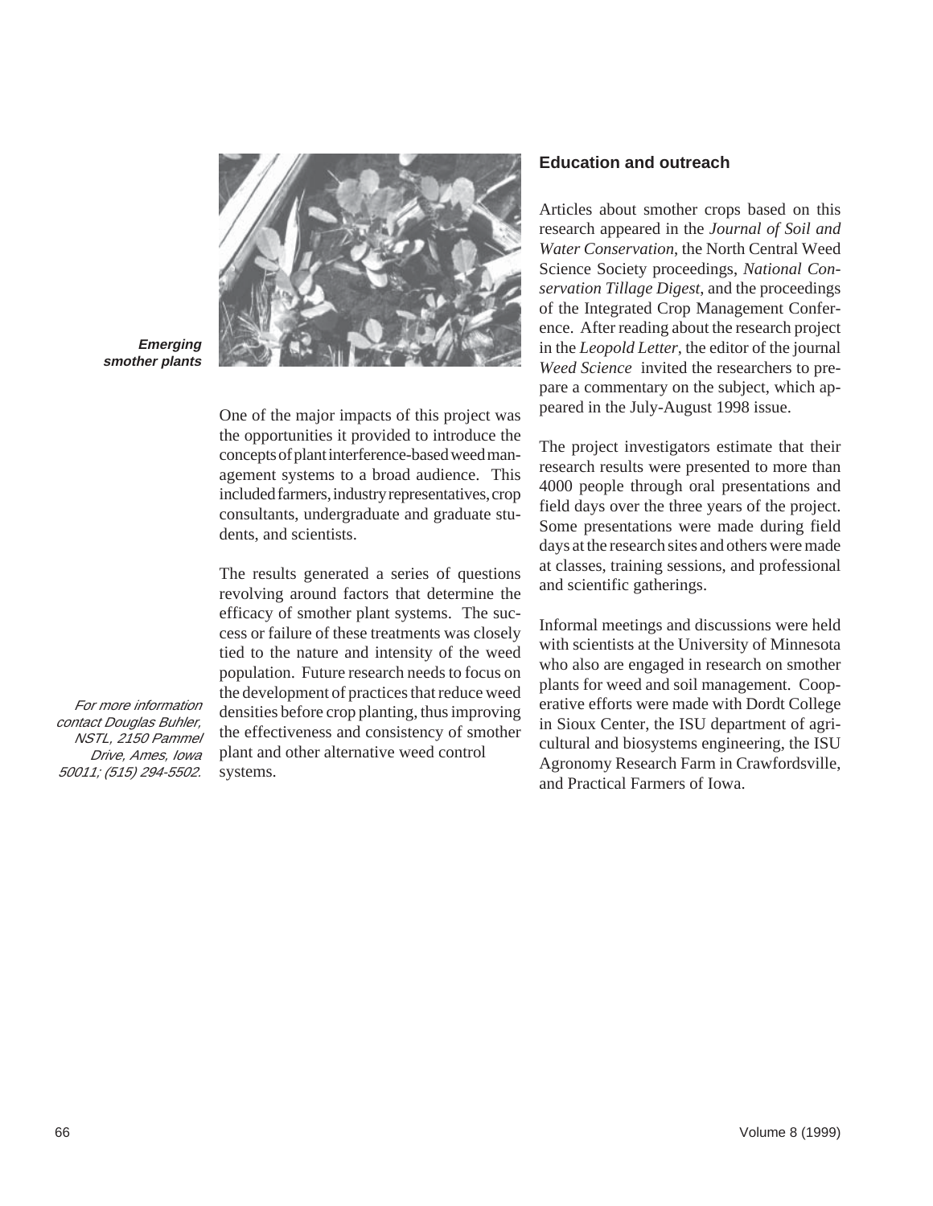**Emerging smother plants**

One of the major impacts of this project was the opportunities it provided to introduce the concepts of plant interference-based weed management systems to a broad audience. This included farmers, industry representatives, crop consultants, undergraduate and graduate students, and scientists.

The results generated a series of questions revolving around factors that determine the efficacy of smother plant systems. The success or failure of these treatments was closely tied to the nature and intensity of the weed population. Future research needs to focus on the development of practices that reduce weed densities before crop planting, thus improving the effectiveness and consistency of smother plant and other alternative weed control systems.

*For more information contact Douglas Buhler, NSTL, 2150 Pammel Drive, Ames, Iowa 50011; (515) 294-5502.*

### Education and outreach

Articles about smother crops based on this research appeared in the *Journal of Soil and Water Conservation*, the North Central Weed Science Society proceedings, *National Conservation Tillage Digest*, and the proceedings of the Integrated Crop Management Conference. After reading about the research project in the *Leopold Letter*, the editor of the journal *Weed Science* invited the researchers to prepare a commentary on the subject, which appeared in the July-August 1998 issue.

The project investigators estimate that their research results were presented to more than 4000 people through oral presentations and field days over the three years of the project. Some presentations were made during field days at the research sites and others were made at classes, training sessions, and professional and scientific gatherings.

Informal meetings and discussions were held with scientists at the University of Minnesota who also are engaged in research on smother plants for weed and soil management. Cooperative efforts were made with Dordt College in Sioux Center, the ISU department of agricultural and biosystems engineering, the ISU Agronomy Research Farm in Crawfordsville, and Practical Farmers of Iowa.